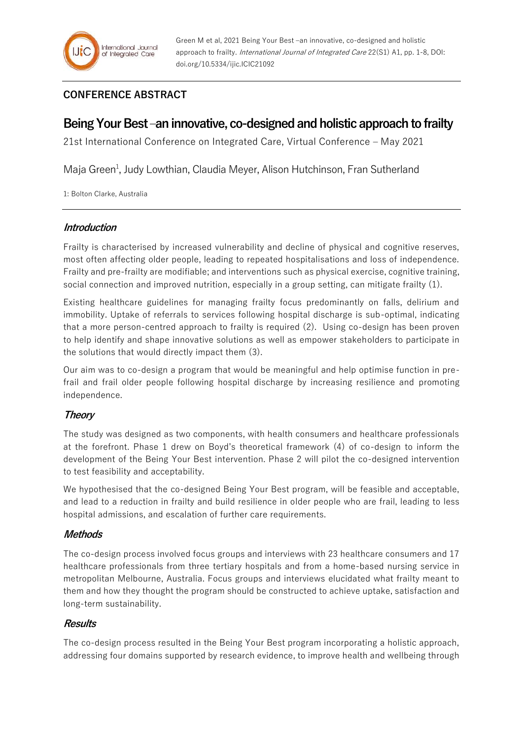Green M et al, 2021 Being Your Best –an innovative, co-designed and holistic approach to frailty. *International Journal of Integrated Care* 22(S1) A1, pp. 1-8, DOI: doi.org/10.5334/ijic.ICIC21092

**CONFERENCE ABSTRACT**

# Being Your Best –an innovative, co-designed and holistic approach to frailty

21st International Conference on Integrated Care, Virtual Conference – May 2021

Maja Green[1], Judy Lowthian, Claudia Meyer, Alison Hutchinson, Fran Sutherland

1: Bolton Clarke, Australia

## *Introduction*

Frailty is characterised by increased vulnerability and decline of physical and cognitive reserves, most often affecting older people, leading to repeated hospitalisations and loss of independence. Frailty and pre-frailty are modifiable; and interventions such as physical exercise, cognitive training, social connection and improved nutrition, especially in a group setting, can mitigate frailty (1).

Existing healthcare guidelines for managing frailty focus predominantly on falls, delirium and immobility. Uptake of referrals to services following hospital discharge is sub-optimal, indicating that a more person-centred approach to frailty is required (2). Using co-design has been proven to help identify and shape innovative solutions as well as empower stakeholders to participate in the solutions that would directly impact them (3).

Our aim was to co-design a program that would be meaningful and help optimise function in pre-frail and frail older people following hospital discharge by increasing resilience and promoting independence.

## *Theory*

The study was designed as two components, with health consumers and healthcare professionals at the forefront. Phase 1 drew on Boyd's theoretical framework (4) of co-design to inform the development of the Being Your Best intervention. Phase 2 will pilot the co-designed intervention to test feasibility and acceptability.

We hypothesised that the co-designed Being Your Best program, will be feasible and acceptable, and lead to a reduction in frailty and build resilience in older people who are frail, leading to less hospital admissions, and escalation of further care requirements.

## *Methods*

The co-design process involved focus groups and interviews with 23 healthcare consumers and 17 healthcare professionals from three tertiary hospitals and from a home-based nursing service in metropolitan Melbourne, Australia. Focus groups and interviews elucidated what frailty meant to them and how they thought the program should be constructed to achieve uptake, satisfaction and long-term sustainability.

## *Results*

The co-design process resulted in the Being Your Best program incorporating a holistic approach, addressing four domains supported by research evidence, to improve health and wellbeing through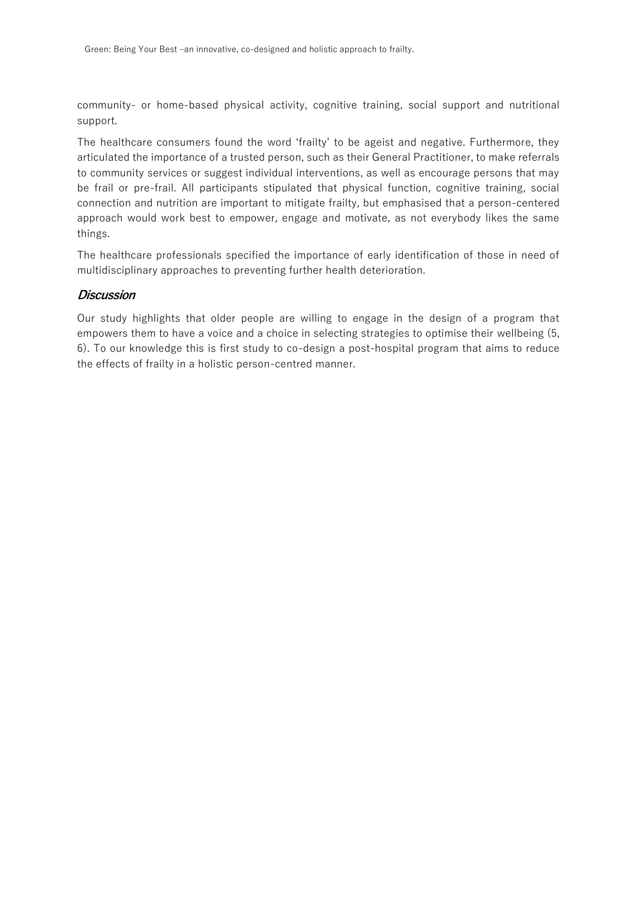community- or home-based physical activity, cognitive training, social support and nutritional support.

The healthcare consumers found the word 'frailty' to be ageist and negative. Furthermore, they articulated the importance of a trusted person, such as their General Practitioner, to make referrals to community services or suggest individual interventions, as well as encourage persons that may be frail or pre-frail. All participants stipulated that physical function, cognitive training, social connection and nutrition are important to mitigate frailty, but emphasised that a person-centered approach would work best to empower, engage and motivate, as not everybody likes the same things.

The healthcare professionals specified the importance of early identification of those in need of multidisciplinary approaches to preventing further health deterioration.

## *Discussion*

Our study highlights that older people are willing to engage in the design of a program that empowers them to have a voice and a choice in selecting strategies to optimise their wellbeing (5, 6). To our knowledge this is first study to co-design a post-hospital program that aims to reduce the effects of frailty in a holistic person-centred manner.